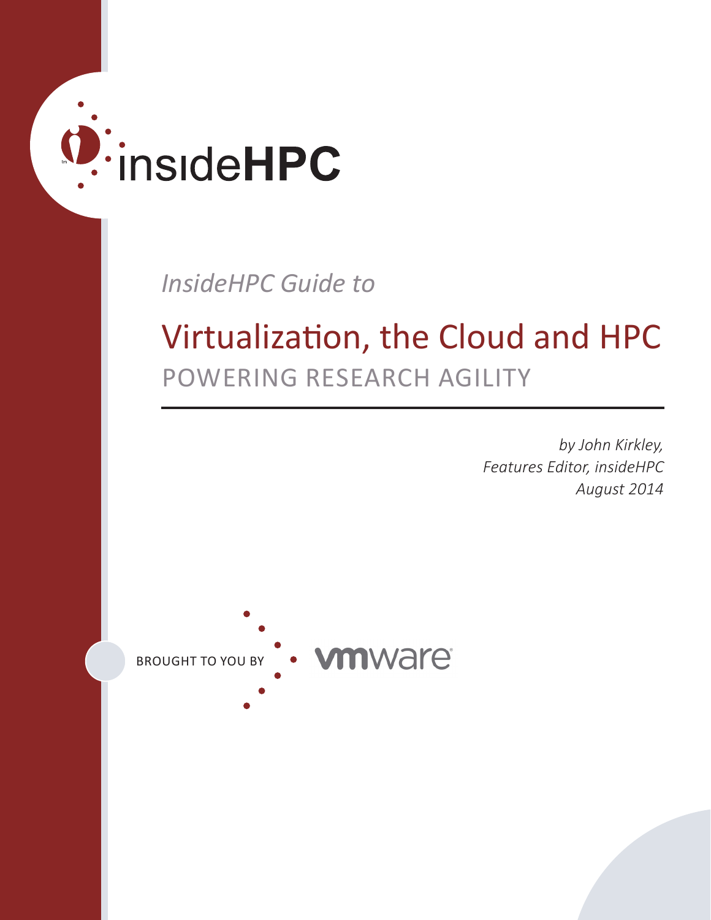insideHPC

*InsideHPC Guide to*

# Virtualization, the Cloud and HPC

## POWERING RESEARCH AGILITY

*by John Kirkley,*
*Features Editor, insideHPC*
*August 2014*

BROUGHT TO YOU BY vmware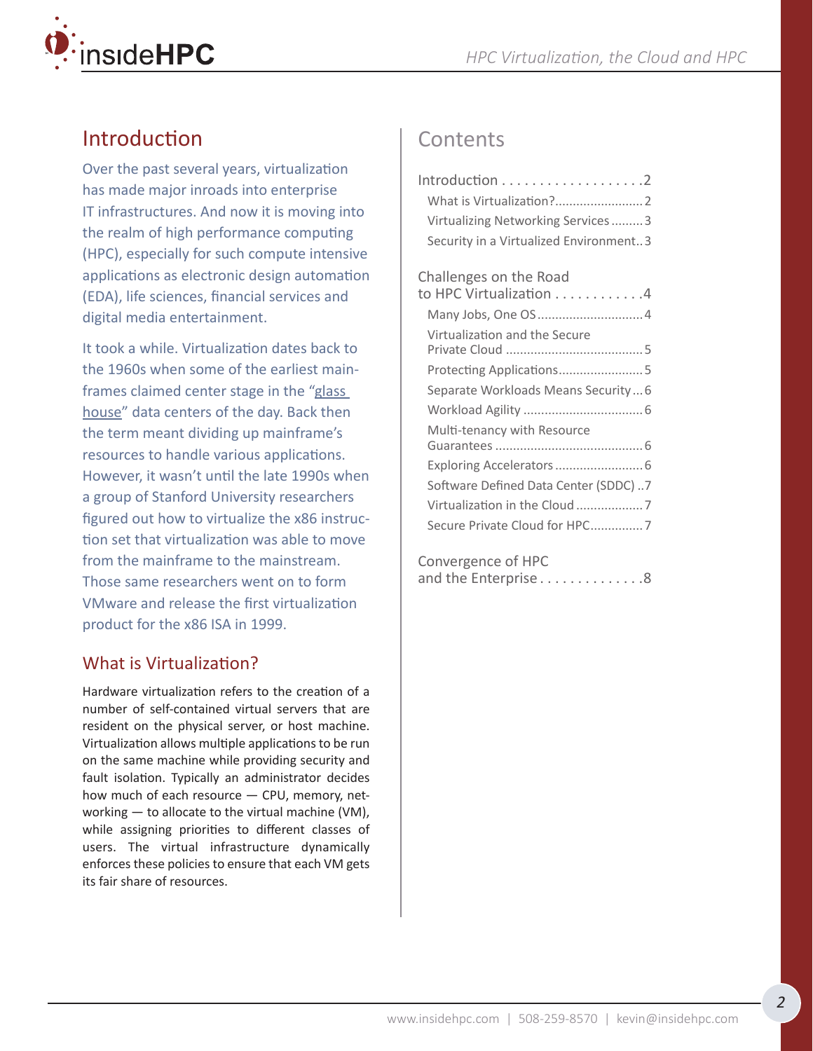## Introduction

Over the past several years, virtualization has made major inroads into enterprise IT infrastructures. And now it is moving into the realm of high performance computing (HPC), especially for such compute intensive applications as electronic design automation (EDA), life sciences, financial services and digital media entertainment.

It took a while. Virtualization dates back to the 1960s when some of the earliest mainframes claimed center stage in the "glass house" data centers of the day. Back then the term meant dividing up mainframe's resources to handle various applications. However, it wasn't until the late 1990s when a group of Stanford University researchers figured out how to virtualize the x86 instruction set that virtualization was able to move from the mainframe to the mainstream. Those same researchers went on to form VMware and release the first virtualization product for the x86 ISA in 1999.

### What is Virtualization?

Hardware virtualization refers to the creation of a number of self-contained virtual servers that are resident on the physical server, or host machine. Virtualization allows multiple applications to be run on the same machine while providing security and fault isolation. Typically an administrator decides how much of each resource — CPU, memory, networking — to allocate to the virtual machine (VM), while assigning priorities to different classes of users. The virtual infrastructure dynamically enforces these policies to ensure that each VM gets its fair share of resources.

## Contents

- Introduction .......... 2
  - What is Virtualization? .......... 2
  - Virtualizing Networking Services .......... 3
  - Security in a Virtualized Environment .......... 3
- Challenges on the Road to HPC Virtualization .......... 4
  - Many Jobs, One OS .......... 4
  - Virtualization and the Secure Private Cloud .......... 5
  - Protecting Applications .......... 5
  - Separate Workloads Means Security .......... 6
  - Workload Agility .......... 6
  - Multi-tenancy with Resource Guarantees .......... 6
  - Exploring Accelerators .......... 6
  - Software Defined Data Center (SDDC) .......... 7
  - Virtualization in the Cloud .......... 7
  - Secure Private Cloud for HPC .......... 7
- Convergence of HPC and the Enterprise .......... 8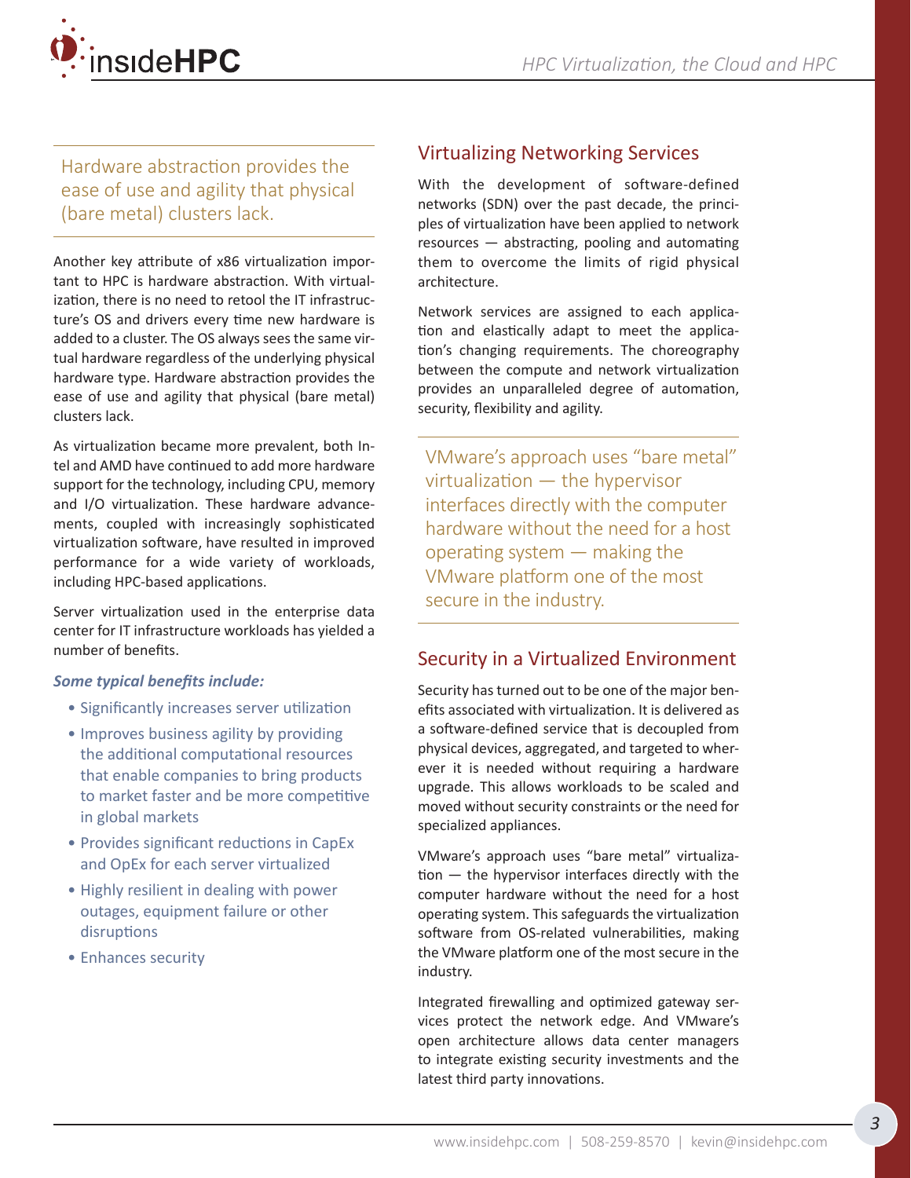> Hardware abstraction provides the ease of use and agility that physical (bare metal) clusters lack.

Another key attribute of x86 virtualization important to HPC is hardware abstraction. With virtualization, there is no need to retool the IT infrastructure's OS and drivers every time new hardware is added to a cluster. The OS always sees the same virtual hardware regardless of the underlying physical hardware type. Hardware abstraction provides the ease of use and agility that physical (bare metal) clusters lack.

As virtualization became more prevalent, both Intel and AMD have continued to add more hardware support for the technology, including CPU, memory and I/O virtualization. These hardware advancements, coupled with increasingly sophisticated virtualization software, have resulted in improved performance for a wide variety of workloads, including HPC-based applications.

Server virtualization used in the enterprise data center for IT infrastructure workloads has yielded a number of benefits.

***Some typical benefits include:***

- Significantly increases server utilization
- Improves business agility by providing the additional computational resources that enable companies to bring products to market faster and be more competitive in global markets
- Provides significant reductions in CapEx and OpEx for each server virtualized
- Highly resilient in dealing with power outages, equipment failure or other disruptions
- Enhances security

## Virtualizing Networking Services

With the development of software-defined networks (SDN) over the past decade, the principles of virtualization have been applied to network resources — abstracting, pooling and automating them to overcome the limits of rigid physical architecture.

Network services are assigned to each application and elastically adapt to meet the application's changing requirements. The choreography between the compute and network virtualization provides an unparalleled degree of automation, security, flexibility and agility.

> VMware's approach uses "bare metal" virtualization — the hypervisor interfaces directly with the computer hardware without the need for a host operating system — making the VMware platform one of the most secure in the industry.

## Security in a Virtualized Environment

Security has turned out to be one of the major benefits associated with virtualization. It is delivered as a software-defined service that is decoupled from physical devices, aggregated, and targeted to wherever it is needed without requiring a hardware upgrade. This allows workloads to be scaled and moved without security constraints or the need for specialized appliances.

VMware's approach uses "bare metal" virtualization — the hypervisor interfaces directly with the computer hardware without the need for a host operating system. This safeguards the virtualization software from OS-related vulnerabilities, making the VMware platform one of the most secure in the industry.

Integrated firewalling and optimized gateway services protect the network edge. And VMware's open architecture allows data center managers to integrate existing security investments and the latest third party innovations.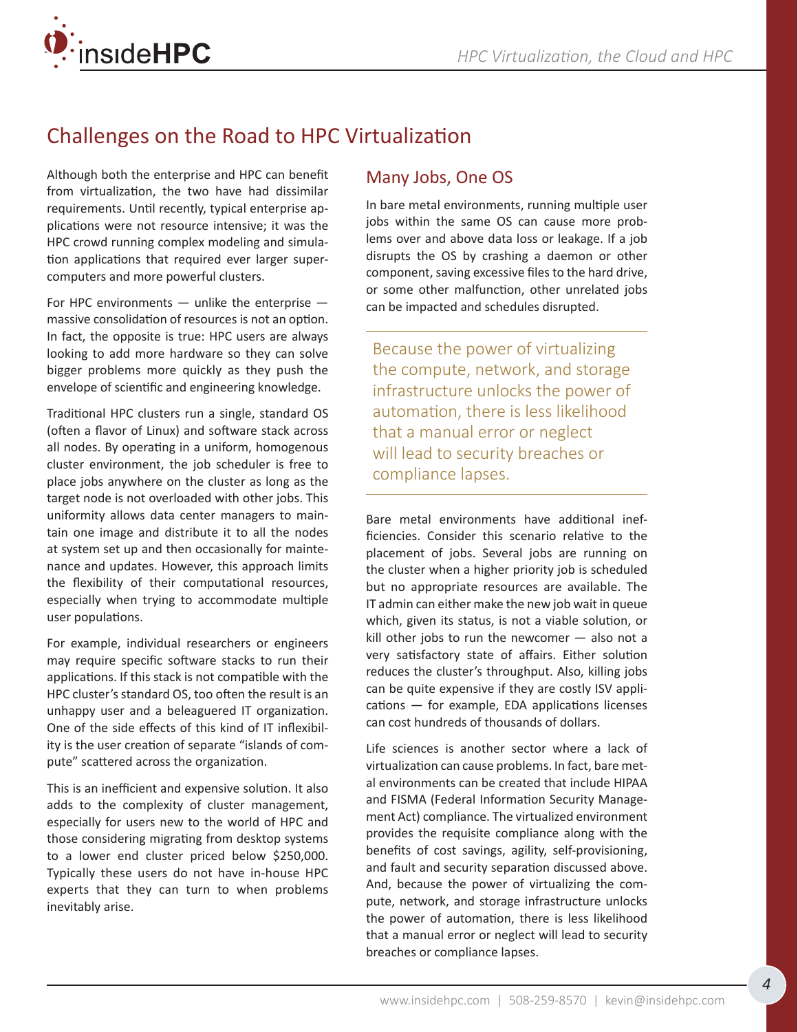## Challenges on the Road to HPC Virtualization

Although both the enterprise and HPC can benefit from virtualization, the two have had dissimilar requirements. Until recently, typical enterprise applications were not resource intensive; it was the HPC crowd running complex modeling and simulation applications that required ever larger supercomputers and more powerful clusters.

For HPC environments — unlike the enterprise — massive consolidation of resources is not an option. In fact, the opposite is true: HPC users are always looking to add more hardware so they can solve bigger problems more quickly as they push the envelope of scientific and engineering knowledge.

Traditional HPC clusters run a single, standard OS (often a flavor of Linux) and software stack across all nodes. By operating in a uniform, homogenous cluster environment, the job scheduler is free to place jobs anywhere on the cluster as long as the target node is not overloaded with other jobs. This uniformity allows data center managers to maintain one image and distribute it to all the nodes at system set up and then occasionally for maintenance and updates. However, this approach limits the flexibility of their computational resources, especially when trying to accommodate multiple user populations.

For example, individual researchers or engineers may require specific software stacks to run their applications. If this stack is not compatible with the HPC cluster's standard OS, too often the result is an unhappy user and a beleaguered IT organization. One of the side effects of this kind of IT inflexibility is the user creation of separate "islands of compute" scattered across the organization.

This is an inefficient and expensive solution. It also adds to the complexity of cluster management, especially for users new to the world of HPC and those considering migrating from desktop systems to a lower end cluster priced below $250,000. Typically these users do not have in-house HPC experts that they can turn to when problems inevitably arise.

### Many Jobs, One OS

In bare metal environments, running multiple user jobs within the same OS can cause more problems over and above data loss or leakage. If a job disrupts the OS by crashing a daemon or other component, saving excessive files to the hard drive, or some other malfunction, other unrelated jobs can be impacted and schedules disrupted.

> Because the power of virtualizing the compute, network, and storage infrastructure unlocks the power of automation, there is less likelihood that a manual error or neglect will lead to security breaches or compliance lapses.

Bare metal environments have additional inefficiencies. Consider this scenario relative to the placement of jobs. Several jobs are running on the cluster when a higher priority job is scheduled but no appropriate resources are available. The IT admin can either make the new job wait in queue which, given its status, is not a viable solution, or kill other jobs to run the newcomer — also not a very satisfactory state of affairs. Either solution reduces the cluster's throughput. Also, killing jobs can be quite expensive if they are costly ISV applications — for example, EDA applications licenses can cost hundreds of thousands of dollars.

Life sciences is another sector where a lack of virtualization can cause problems. In fact, bare metal environments can be created that include HIPAA and FISMA (Federal Information Security Management Act) compliance. The virtualized environment provides the requisite compliance along with the benefits of cost savings, agility, self-provisioning, and fault and security separation discussed above. And, because the power of virtualizing the compute, network, and storage infrastructure unlocks the power of automation, there is less likelihood that a manual error or neglect will lead to security breaches or compliance lapses.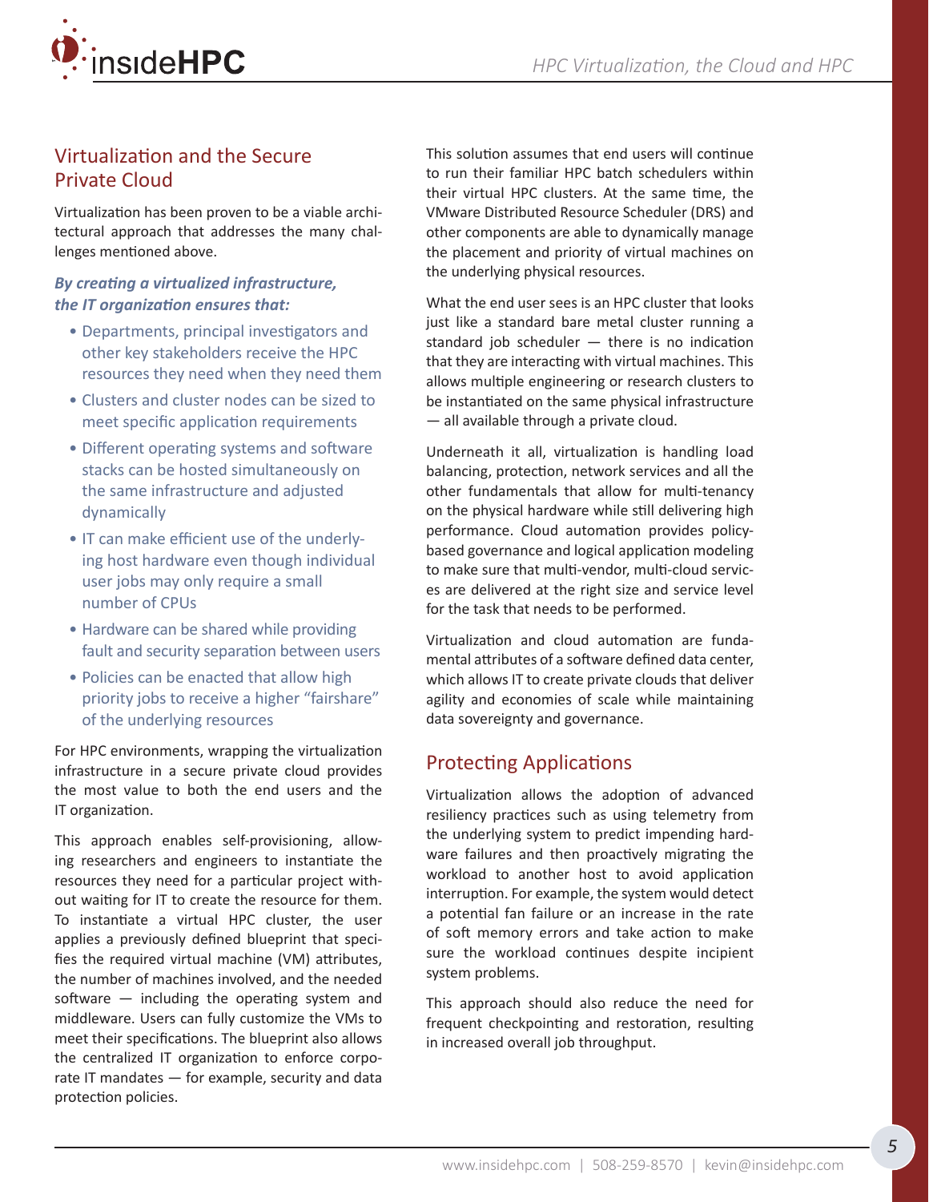## Virtualization and the Secure Private Cloud

Virtualization has been proven to be a viable architectural approach that addresses the many challenges mentioned above.

***By creating a virtualized infrastructure, the IT organization ensures that:***

- Departments, principal investigators and other key stakeholders receive the HPC resources they need when they need them
- Clusters and cluster nodes can be sized to meet specific application requirements
- Different operating systems and software stacks can be hosted simultaneously on the same infrastructure and adjusted dynamically
- IT can make efficient use of the underlying host hardware even though individual user jobs may only require a small number of CPUs
- Hardware can be shared while providing fault and security separation between users
- Policies can be enacted that allow high priority jobs to receive a higher "fairshare" of the underlying resources

For HPC environments, wrapping the virtualization infrastructure in a secure private cloud provides the most value to both the end users and the IT organization.

This approach enables self-provisioning, allowing researchers and engineers to instantiate the resources they need for a particular project without waiting for IT to create the resource for them. To instantiate a virtual HPC cluster, the user applies a previously defined blueprint that specifies the required virtual machine (VM) attributes, the number of machines involved, and the needed software — including the operating system and middleware. Users can fully customize the VMs to meet their specifications. The blueprint also allows the centralized IT organization to enforce corporate IT mandates — for example, security and data protection policies.

This solution assumes that end users will continue to run their familiar HPC batch schedulers within their virtual HPC clusters. At the same time, the VMware Distributed Resource Scheduler (DRS) and other components are able to dynamically manage the placement and priority of virtual machines on the underlying physical resources.

What the end user sees is an HPC cluster that looks just like a standard bare metal cluster running a standard job scheduler — there is no indication that they are interacting with virtual machines. This allows multiple engineering or research clusters to be instantiated on the same physical infrastructure — all available through a private cloud.

Underneath it all, virtualization is handling load balancing, protection, network services and all the other fundamentals that allow for multi-tenancy on the physical hardware while still delivering high performance. Cloud automation provides policy-based governance and logical application modeling to make sure that multi-vendor, multi-cloud services are delivered at the right size and service level for the task that needs to be performed.

Virtualization and cloud automation are fundamental attributes of a software defined data center, which allows IT to create private clouds that deliver agility and economies of scale while maintaining data sovereignty and governance.

## Protecting Applications

Virtualization allows the adoption of advanced resiliency practices such as using telemetry from the underlying system to predict impending hardware failures and then proactively migrating the workload to another host to avoid application interruption. For example, the system would detect a potential fan failure or an increase in the rate of soft memory errors and take action to make sure the workload continues despite incipient system problems.

This approach should also reduce the need for frequent checkpointing and restoration, resulting in increased overall job throughput.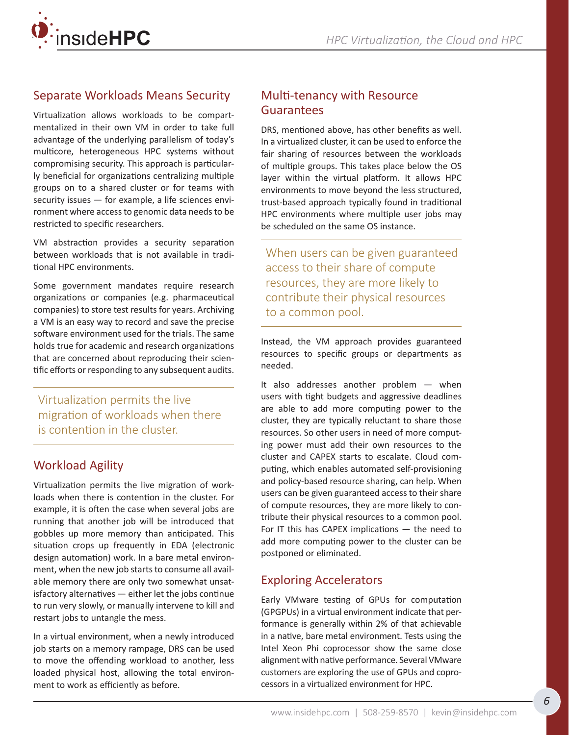## Separate Workloads Means Security

Virtualization allows workloads to be compartmentalized in their own VM in order to take full advantage of the underlying parallelism of today's multicore, heterogeneous HPC systems without compromising security. This approach is particularly beneficial for organizations centralizing multiple groups on to a shared cluster or for teams with security issues — for example, a life sciences environment where access to genomic data needs to be restricted to specific researchers.

VM abstraction provides a security separation between workloads that is not available in traditional HPC environments.

Some government mandates require research organizations or companies (e.g. pharmaceutical companies) to store test results for years. Archiving a VM is an easy way to record and save the precise software environment used for the trials. The same holds true for academic and research organizations that are concerned about reproducing their scientific efforts or responding to any subsequent audits.

> Virtualization permits the live migration of workloads when there is contention in the cluster.

## Workload Agility

Virtualization permits the live migration of workloads when there is contention in the cluster. For example, it is often the case when several jobs are running that another job will be introduced that gobbles up more memory than anticipated. This situation crops up frequently in EDA (electronic design automation) work. In a bare metal environment, when the new job starts to consume all available memory there are only two somewhat unsatisfactory alternatives — either let the jobs continue to run very slowly, or manually intervene to kill and restart jobs to untangle the mess.

In a virtual environment, when a newly introduced job starts on a memory rampage, DRS can be used to move the offending workload to another, less loaded physical host, allowing the total environment to work as efficiently as before.

## Multi-tenancy with Resource Guarantees

DRS, mentioned above, has other benefits as well. In a virtualized cluster, it can be used to enforce the fair sharing of resources between the workloads of multiple groups. This takes place below the OS layer within the virtual platform. It allows HPC environments to move beyond the less structured, trust-based approach typically found in traditional HPC environments where multiple user jobs may be scheduled on the same OS instance.

> When users can be given guaranteed access to their share of compute resources, they are more likely to contribute their physical resources to a common pool.

Instead, the VM approach provides guaranteed resources to specific groups or departments as needed.

It also addresses another problem — when users with tight budgets and aggressive deadlines are able to add more computing power to the cluster, they are typically reluctant to share those resources. So other users in need of more computing power must add their own resources to the cluster and CAPEX starts to escalate. Cloud computing, which enables automated self-provisioning and policy-based resource sharing, can help. When users can be given guaranteed access to their share of compute resources, they are more likely to contribute their physical resources to a common pool. For IT this has CAPEX implications — the need to add more computing power to the cluster can be postponed or eliminated.

## Exploring Accelerators

Early VMware testing of GPUs for computation (GPGPUs) in a virtual environment indicate that performance is generally within 2% of that achievable in a native, bare metal environment. Tests using the Intel Xeon Phi coprocessor show the same close alignment with native performance. Several VMware customers are exploring the use of GPUs and coprocessors in a virtualized environment for HPC.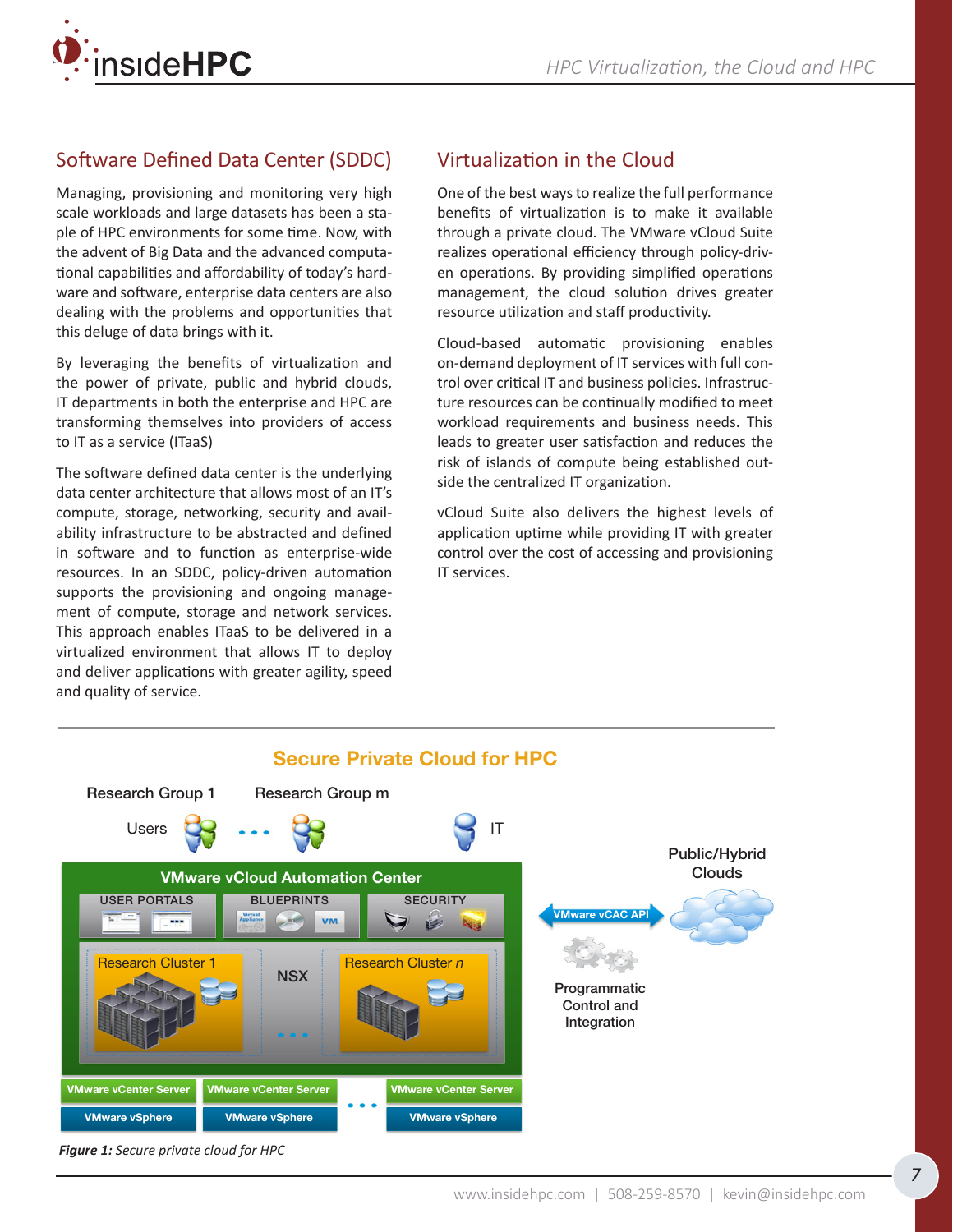## Software Defined Data Center (SDDC)

Managing, provisioning and monitoring very high scale workloads and large datasets has been a staple of HPC environments for some time. Now, with the advent of Big Data and the advanced computational capabilities and affordability of today's hardware and software, enterprise data centers are also dealing with the problems and opportunities that this deluge of data brings with it.

By leveraging the benefits of virtualization and the power of private, public and hybrid clouds, IT departments in both the enterprise and HPC are transforming themselves into providers of access to IT as a service (ITaaS)

The software defined data center is the underlying data center architecture that allows most of an IT's compute, storage, networking, security and availability infrastructure to be abstracted and defined in software and to function as enterprise-wide resources. In an SDDC, policy-driven automation supports the provisioning and ongoing management of compute, storage and network services. This approach enables ITaaS to be delivered in a virtualized environment that allows IT to deploy and deliver applications with greater agility, speed and quality of service.

## Virtualization in the Cloud

One of the best ways to realize the full performance benefits of virtualization is to make it available through a private cloud. The VMware vCloud Suite realizes operational efficiency through policy-driven operations. By providing simplified operations management, the cloud solution drives greater resource utilization and staff productivity.

Cloud-based automatic provisioning enables on-demand deployment of IT services with full control over critical IT and business policies. Infrastructure resources can be continually modified to meet workload requirements and business needs. This leads to greater user satisfaction and reduces the risk of islands of compute being established outside the centralized IT organization.

vCloud Suite also delivers the highest levels of application uptime while providing IT with greater control over the cost of accessing and provisioning IT services.

**Secure Private Cloud for HPC**

Research Group 1 · Research Group m · Users · IT

VMware vCloud Automation Center: USER PORTALS, BLUEPRINTS, SECURITY

Research Cluster 1 · NSX · Research Cluster *n*

VMware vCenter Server / VMware vSphere

VMware vCAC API · Public/Hybrid Clouds · Programmatic Control and Integration

***Figure 1:*** *Secure private cloud for HPC*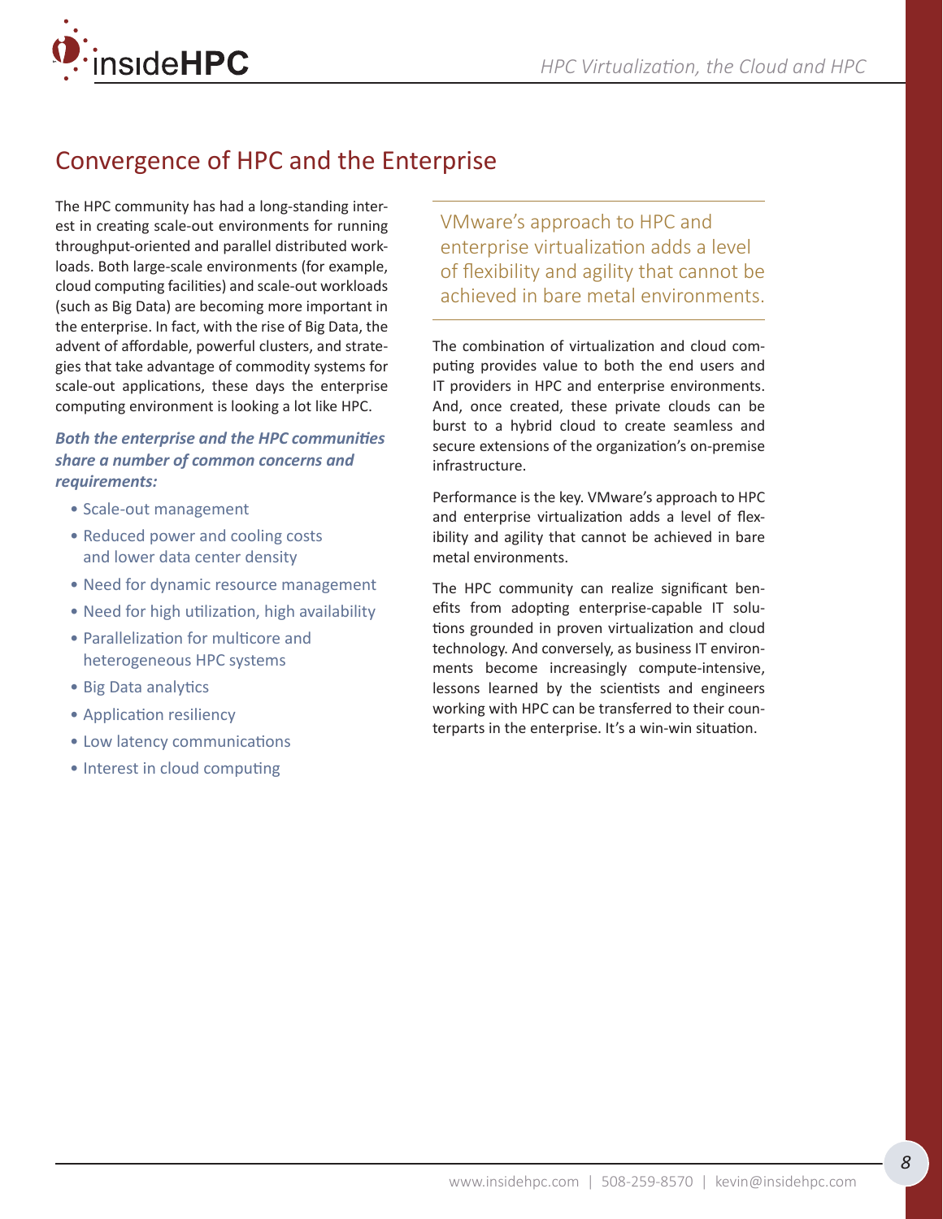## Convergence of HPC and the Enterprise

The HPC community has had a long-standing interest in creating scale-out environments for running throughput-oriented and parallel distributed workloads. Both large-scale environments (for example, cloud computing facilities) and scale-out workloads (such as Big Data) are becoming more important in the enterprise. In fact, with the rise of Big Data, the advent of affordable, powerful clusters, and strategies that take advantage of commodity systems for scale-out applications, these days the enterprise computing environment is looking a lot like HPC.

***Both the enterprise and the HPC communities share a number of common concerns and requirements:***

- Scale-out management
- Reduced power and cooling costs and lower data center density
- Need for dynamic resource management
- Need for high utilization, high availability
- Parallelization for multicore and heterogeneous HPC systems
- Big Data analytics
- Application resiliency
- Low latency communications
- Interest in cloud computing

> VMware's approach to HPC and enterprise virtualization adds a level of flexibility and agility that cannot be achieved in bare metal environments.

The combination of virtualization and cloud computing provides value to both the end users and IT providers in HPC and enterprise environments. And, once created, these private clouds can be burst to a hybrid cloud to create seamless and secure extensions of the organization's on-premise infrastructure.

Performance is the key. VMware's approach to HPC and enterprise virtualization adds a level of flexibility and agility that cannot be achieved in bare metal environments.

The HPC community can realize significant benefits from adopting enterprise-capable IT solutions grounded in proven virtualization and cloud technology. And conversely, as business IT environments become increasingly compute-intensive, lessons learned by the scientists and engineers working with HPC can be transferred to their counterparts in the enterprise. It's a win-win situation.